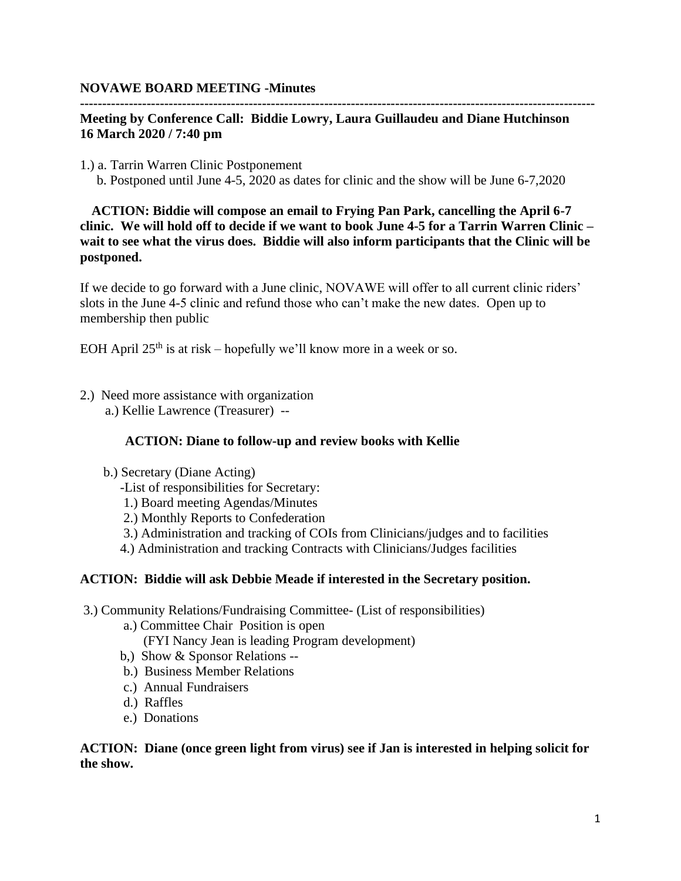**NOVAWE BOARD MEETING -Minutes**

---

**Meeting by Conference Call: Biddie Lowry, Laura Guillaudeu and Diane Hutchinson**
**16 March 2020 / 7:40 pm**

1.) a. Tarrin Warren Clinic Postponement
 b. Postponed until June 4-5, 2020 as dates for clinic and the show will be June 6-7,2020

**ACTION: Biddie will compose an email to Frying Pan Park, cancelling the April 6-7 clinic. We will hold off to decide if we want to book June 4-5 for a Tarrin Warren Clinic – wait to see what the virus does. Biddie will also inform participants that the Clinic will be postponed.**

If we decide to go forward with a June clinic, NOVAWE will offer to all current clinic riders' slots in the June 4-5 clinic and refund those who can't make the new dates. Open up to membership then public

EOH April 25th is at risk – hopefully we'll know more in a week or so.

2.) Need more assistance with organization
 a.) Kellie Lawrence (Treasurer) --

**ACTION: Diane to follow-up and review books with Kellie**

 b.) Secretary (Diane Acting)
 -List of responsibilities for Secretary:
 1.) Board meeting Agendas/Minutes
 2.) Monthly Reports to Confederation
 3.) Administration and tracking of COIs from Clinicians/judges and to facilities
 4.) Administration and tracking Contracts with Clinicians/Judges facilities

**ACTION: Biddie will ask Debbie Meade if interested in the Secretary position.**

3.) Community Relations/Fundraising Committee- (List of responsibilities)
 a.) Committee Chair Position is open
 (FYI Nancy Jean is leading Program development)
 b,) Show & Sponsor Relations --
 b.) Business Member Relations
 c.) Annual Fundraisers
 d.) Raffles
 e.) Donations

**ACTION: Diane (once green light from virus) see if Jan is interested in helping solicit for the show.**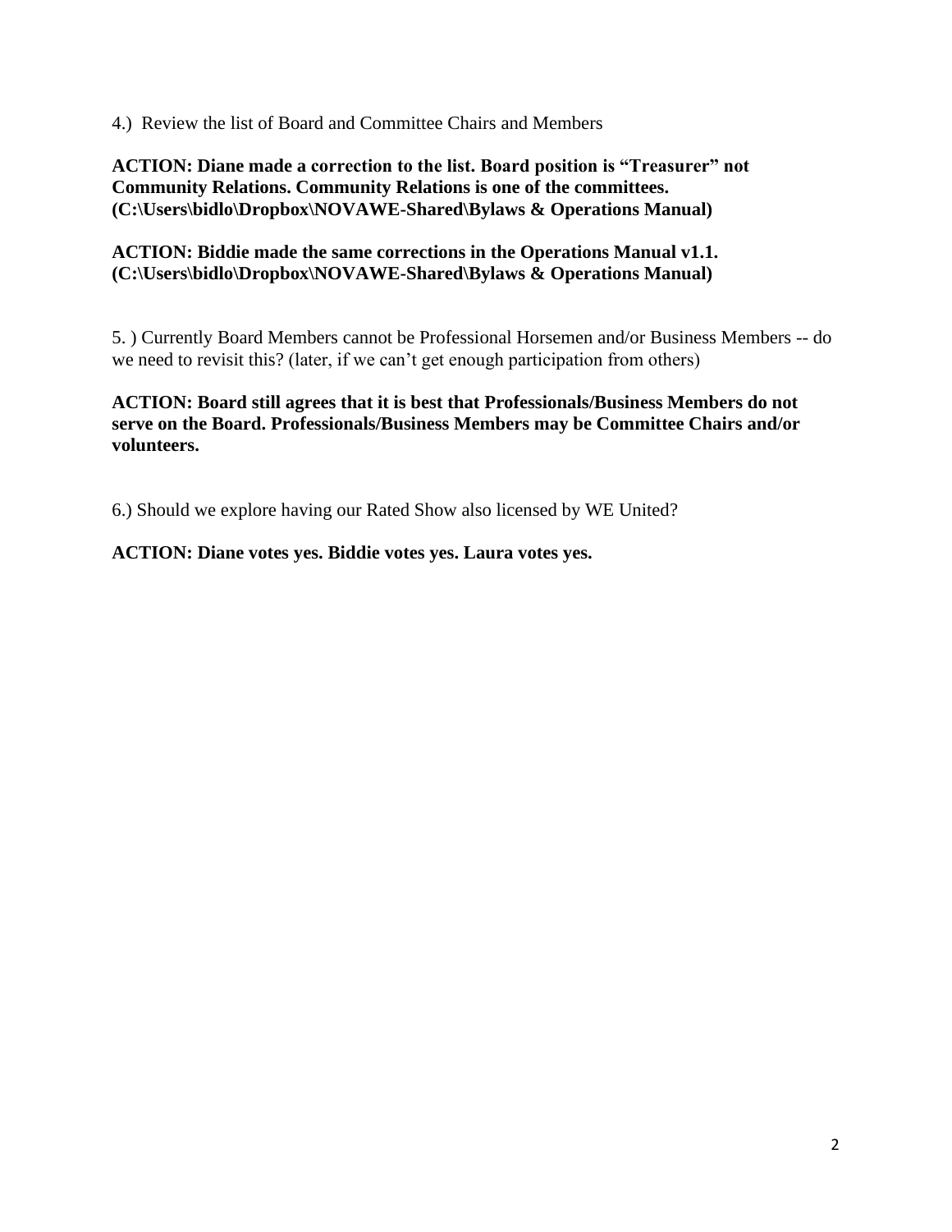4.) Review the list of Board and Committee Chairs and Members

**ACTION: Diane made a correction to the list. Board position is "Treasurer" not Community Relations. Community Relations is one of the committees. (C:\Users\bidlo\Dropbox\NOVAWE-Shared\Bylaws & Operations Manual)**

**ACTION: Biddie made the same corrections in the Operations Manual v1.1. (C:\Users\bidlo\Dropbox\NOVAWE-Shared\Bylaws & Operations Manual)**

5. ) Currently Board Members cannot be Professional Horsemen and/or Business Members -- do we need to revisit this? (later, if we can't get enough participation from others)

**ACTION: Board still agrees that it is best that Professionals/Business Members do not serve on the Board. Professionals/Business Members may be Committee Chairs and/or volunteers.**

6.) Should we explore having our Rated Show also licensed by WE United?

**ACTION: Diane votes yes. Biddie votes yes. Laura votes yes.**